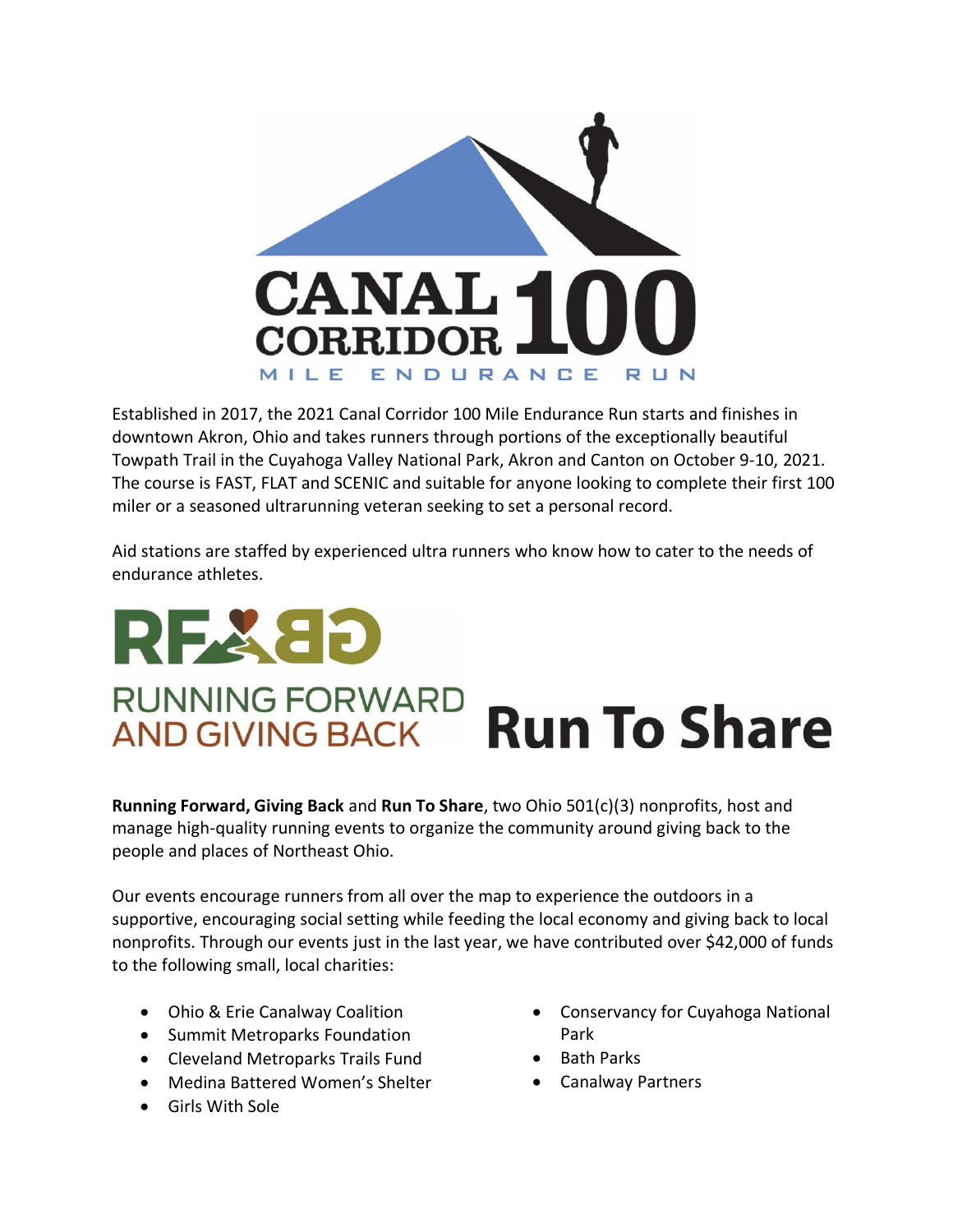CANAL CORRIDOR 100

MILE ENDURANCE RUN

Established in 2017, the 2021 Canal Corridor 100 Mile Endurance Run starts and finishes in downtown Akron, Ohio and takes runners through portions of the exceptionally beautiful Towpath Trail in the Cuyahoga Valley National Park, Akron and Canton on October 9-10, 2021. The course is FAST, FLAT and SCENIC and suitable for anyone looking to complete their first 100 miler or a seasoned ultrarunning veteran seeking to set a personal record.

Aid stations are staffed by experienced ultra runners who know how to cater to the needs of endurance athletes.

RUNNING FORWARD AND GIVING BACK

Run To Share

**Running Forward, Giving Back** and **Run To Share**, two Ohio 501(c)(3) nonprofits, host and manage high-quality running events to organize the community around giving back to the people and places of Northeast Ohio.

Our events encourage runners from all over the map to experience the outdoors in a supportive, encouraging social setting while feeding the local economy and giving back to local nonprofits. Through our events just in the last year, we have contributed over $42,000 of funds to the following small, local charities:

- Ohio & Erie Canalway Coalition
- Summit Metroparks Foundation
- Cleveland Metroparks Trails Fund
- Medina Battered Women's Shelter
- Girls With Sole
- Conservancy for Cuyahoga National Park
- Bath Parks
- Canalway Partners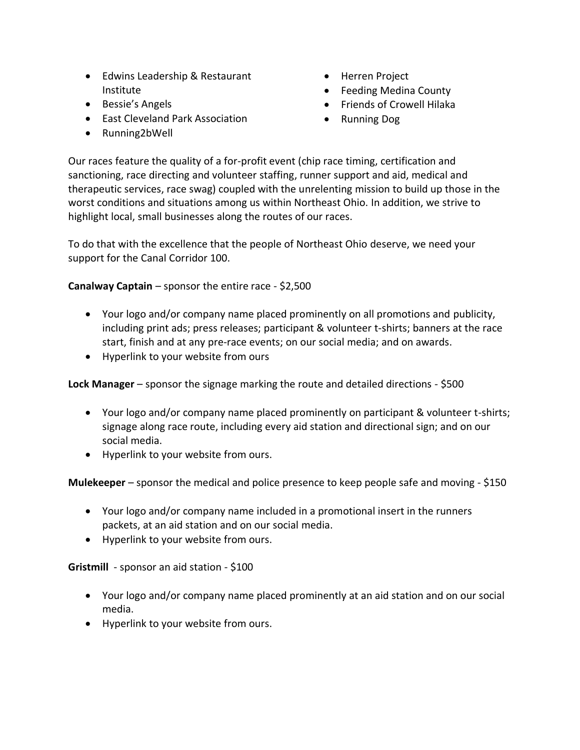- Edwins Leadership & Restaurant Institute
- Bessie's Angels
- East Cleveland Park Association
- Running2bWell
- Herren Project
- Feeding Medina County
- Friends of Crowell Hilaka
- Running Dog

Our races feature the quality of a for-profit event (chip race timing, certification and sanctioning, race directing and volunteer staffing, runner support and aid, medical and therapeutic services, race swag) coupled with the unrelenting mission to build up those in the worst conditions and situations among us within Northeast Ohio. In addition, we strive to highlight local, small businesses along the routes of our races.

To do that with the excellence that the people of Northeast Ohio deserve, we need your support for the Canal Corridor 100.

**Canalway Captain** – sponsor the entire race - $2,500

- Your logo and/or company name placed prominently on all promotions and publicity, including print ads; press releases; participant & volunteer t-shirts; banners at the race start, finish and at any pre-race events; on our social media; and on awards.
- Hyperlink to your website from ours

**Lock Manager** – sponsor the signage marking the route and detailed directions - $500

- Your logo and/or company name placed prominently on participant & volunteer t-shirts; signage along race route, including every aid station and directional sign; and on our social media.
- Hyperlink to your website from ours.

**Mulekeeper** – sponsor the medical and police presence to keep people safe and moving - $150

- Your logo and/or company name included in a promotional insert in the runners packets, at an aid station and on our social media.
- Hyperlink to your website from ours.

**Gristmill** - sponsor an aid station - $100

- Your logo and/or company name placed prominently at an aid station and on our social media.
- Hyperlink to your website from ours.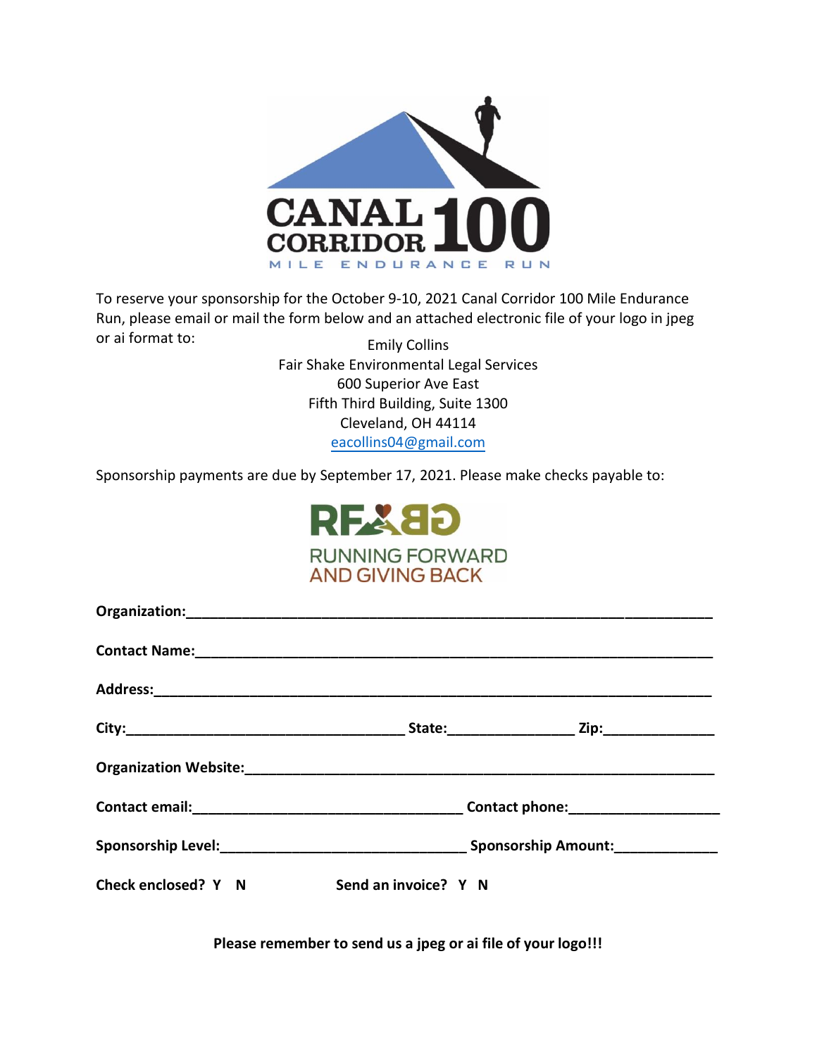CANAL CORRIDOR 100

MILE ENDURANCE RUN

To reserve your sponsorship for the October 9-10, 2021 Canal Corridor 100 Mile Endurance Run, please email or mail the form below and an attached electronic file of your logo in jpeg or ai format to:

Emily Collins
Fair Shake Environmental Legal Services
600 Superior Ave East
Fifth Third Building, Suite 1300
Cleveland, OH 44114
eacollins04@gmail.com

Sponsorship payments are due by September 17, 2021. Please make checks payable to:

RFGB
RUNNING FORWARD AND GIVING BACK

**Organization:**________________________________________________________________

**Contact Name:**_______________________________________________________________

**Address:**____________________________________________________________________

**City:**__________________________________ **State:**________________ **Zip:**______________

**Organization Website:**________________________________________________________

**Contact email:**______________________________ **Contact phone:**___________________

**Sponsorship Level:**___________________________ **Sponsorship Amount:**_____________

**Check enclosed? Y N** **Send an invoice? Y N**

**Please remember to send us a jpeg or ai file of your logo!!!**